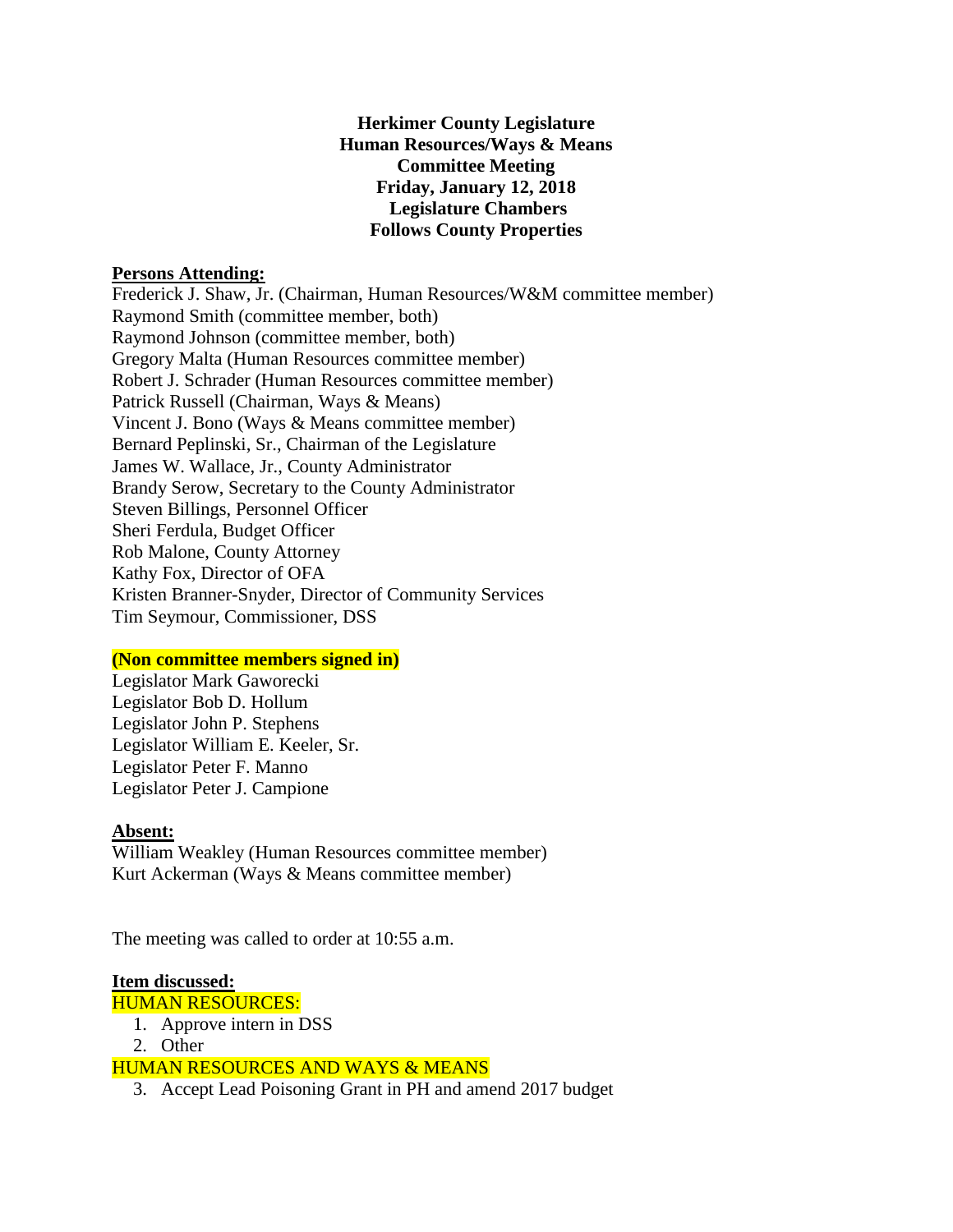**Herkimer County Legislature**
**Human Resources/Ways & Means**
**Committee Meeting**
**Friday, January 12, 2018**
**Legislature Chambers**
**Follows County Properties**

**Persons Attending:**

Frederick J. Shaw, Jr. (Chairman, Human Resources/W&M committee member)
Raymond Smith (committee member, both)
Raymond Johnson (committee member, both)
Gregory Malta (Human Resources committee member)
Robert J. Schrader (Human Resources committee member)
Patrick Russell (Chairman, Ways & Means)
Vincent J. Bono (Ways & Means committee member)
Bernard Peplinski, Sr., Chairman of the Legislature
James W. Wallace, Jr., County Administrator
Brandy Serow, Secretary to the County Administrator
Steven Billings, Personnel Officer
Sheri Ferdula, Budget Officer
Rob Malone, County Attorney
Kathy Fox, Director of OFA
Kristen Branner-Snyder, Director of Community Services
Tim Seymour, Commissioner, DSS

**(Non committee members signed in)**

Legislator Mark Gaworecki
Legislator Bob D. Hollum
Legislator John P. Stephens
Legislator William E. Keeler, Sr.
Legislator Peter F. Manno
Legislator Peter J. Campione

**Absent:**

William Weakley (Human Resources committee member)
Kurt Ackerman (Ways & Means committee member)

The meeting was called to order at 10:55 a.m.

**Item discussed:**

HUMAN RESOURCES:

1. Approve intern in DSS
2. Other

HUMAN RESOURCES AND WAYS & MEANS

3. Accept Lead Poisoning Grant in PH and amend 2017 budget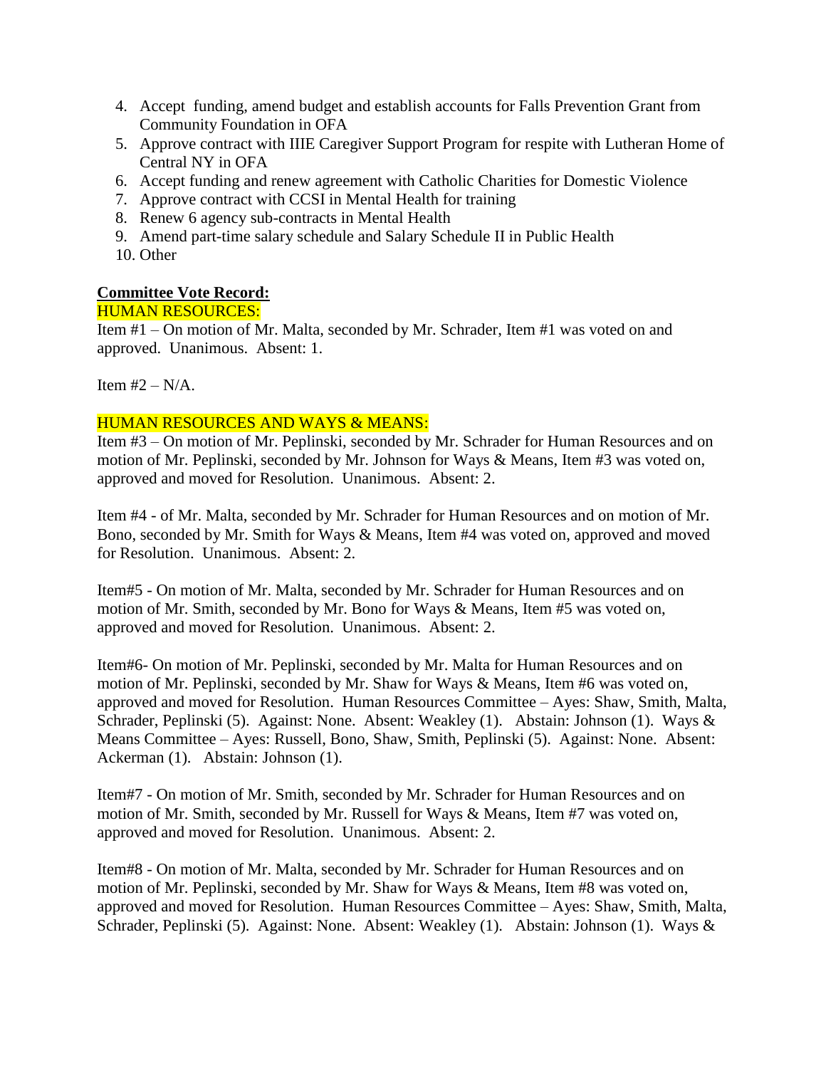4. Accept funding, amend budget and establish accounts for Falls Prevention Grant from Community Foundation in OFA
5. Approve contract with IIIE Caregiver Support Program for respite with Lutheran Home of Central NY in OFA
6. Accept funding and renew agreement with Catholic Charities for Domestic Violence
7. Approve contract with CCSI in Mental Health for training
8. Renew 6 agency sub-contracts in Mental Health
9. Amend part-time salary schedule and Salary Schedule II in Public Health
10. Other

**Committee Vote Record:**

HUMAN RESOURCES:

Item #1 – On motion of Mr. Malta, seconded by Mr. Schrader, Item #1 was voted on and approved. Unanimous. Absent: 1.

Item #2 – N/A.

HUMAN RESOURCES AND WAYS & MEANS:

Item #3 – On motion of Mr. Peplinski, seconded by Mr. Schrader for Human Resources and on motion of Mr. Peplinski, seconded by Mr. Johnson for Ways & Means, Item #3 was voted on, approved and moved for Resolution. Unanimous. Absent: 2.

Item #4 - of Mr. Malta, seconded by Mr. Schrader for Human Resources and on motion of Mr. Bono, seconded by Mr. Smith for Ways & Means, Item #4 was voted on, approved and moved for Resolution. Unanimous. Absent: 2.

Item#5 - On motion of Mr. Malta, seconded by Mr. Schrader for Human Resources and on motion of Mr. Smith, seconded by Mr. Bono for Ways & Means, Item #5 was voted on, approved and moved for Resolution. Unanimous. Absent: 2.

Item#6- On motion of Mr. Peplinski, seconded by Mr. Malta for Human Resources and on motion of Mr. Peplinski, seconded by Mr. Shaw for Ways & Means, Item #6 was voted on, approved and moved for Resolution. Human Resources Committee – Ayes: Shaw, Smith, Malta, Schrader, Peplinski (5). Against: None. Absent: Weakley (1). Abstain: Johnson (1). Ways & Means Committee – Ayes: Russell, Bono, Shaw, Smith, Peplinski (5). Against: None. Absent: Ackerman (1). Abstain: Johnson (1).

Item#7 - On motion of Mr. Smith, seconded by Mr. Schrader for Human Resources and on motion of Mr. Smith, seconded by Mr. Russell for Ways & Means, Item #7 was voted on, approved and moved for Resolution. Unanimous. Absent: 2.

Item#8 - On motion of Mr. Malta, seconded by Mr. Schrader for Human Resources and on motion of Mr. Peplinski, seconded by Mr. Shaw for Ways & Means, Item #8 was voted on, approved and moved for Resolution. Human Resources Committee – Ayes: Shaw, Smith, Malta, Schrader, Peplinski (5). Against: None. Absent: Weakley (1). Abstain: Johnson (1). Ways &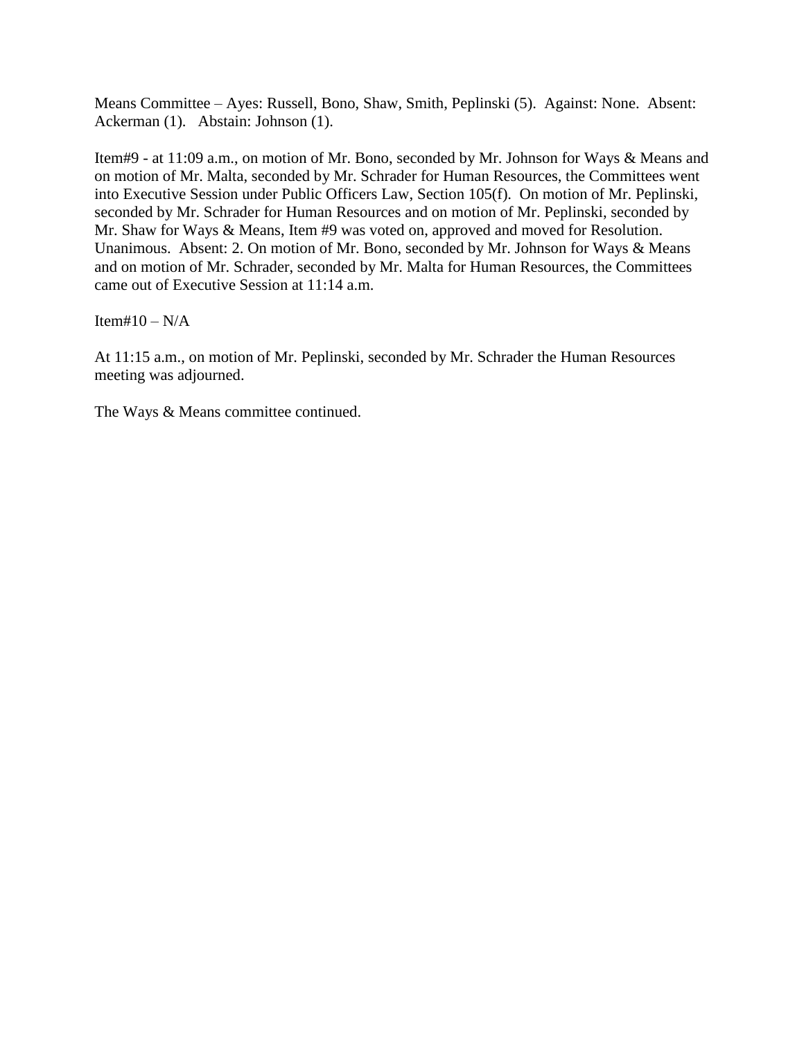Means Committee – Ayes: Russell, Bono, Shaw, Smith, Peplinski (5). Against: None. Absent: Ackerman (1). Abstain: Johnson (1).

Item#9 - at 11:09 a.m., on motion of Mr. Bono, seconded by Mr. Johnson for Ways & Means and on motion of Mr. Malta, seconded by Mr. Schrader for Human Resources, the Committees went into Executive Session under Public Officers Law, Section 105(f). On motion of Mr. Peplinski, seconded by Mr. Schrader for Human Resources and on motion of Mr. Peplinski, seconded by Mr. Shaw for Ways & Means, Item #9 was voted on, approved and moved for Resolution. Unanimous. Absent: 2. On motion of Mr. Bono, seconded by Mr. Johnson for Ways & Means and on motion of Mr. Schrader, seconded by Mr. Malta for Human Resources, the Committees came out of Executive Session at 11:14 a.m.

Item#10 – N/A

At 11:15 a.m., on motion of Mr. Peplinski, seconded by Mr. Schrader the Human Resources meeting was adjourned.

The Ways & Means committee continued.